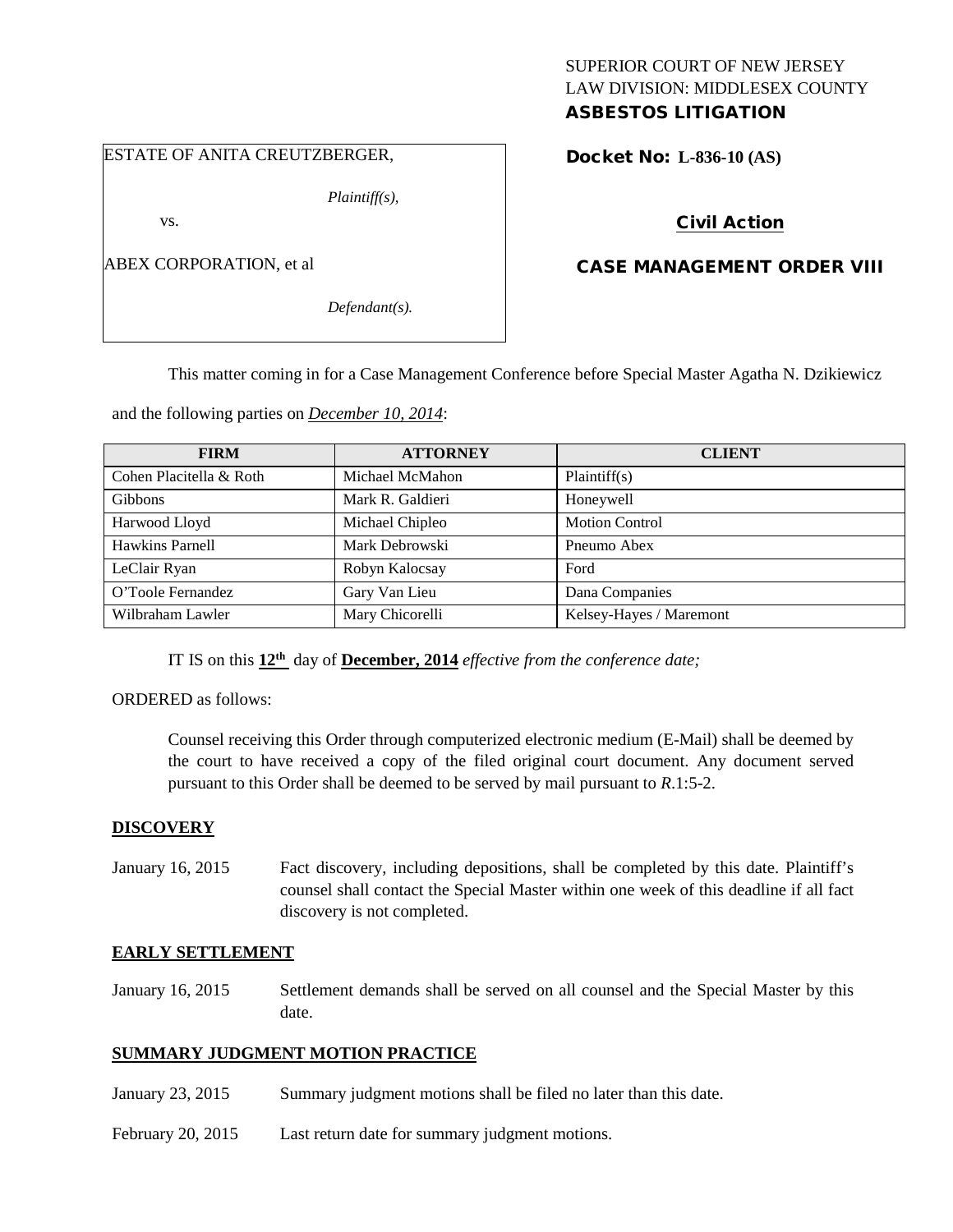SUPERIOR COURT OF NEW JERSEY
LAW DIVISION: MIDDLESEX COUNTY
**ASBESTOS LITIGATION**

ESTATE OF ANITA CREUTZBERGER,

*Plaintiff(s),*

vs.

ABEX CORPORATION, et al

*Defendant(s).*

**Docket No: L-836-10 (AS)**

**Civil Action**

**CASE MANAGEMENT ORDER VIII**

This matter coming in for a Case Management Conference before Special Master Agatha N. Dzikiewicz and the following parties on ***December 10, 2014***:

| FIRM | ATTORNEY | CLIENT |
|---|---|---|
| Cohen Placitella & Roth | Michael McMahon | Plaintiff(s) |
| Gibbons | Mark R. Galdieri | Honeywell |
| Harwood Lloyd | Michael Chipleo | Motion Control |
| Hawkins Parnell | Mark Debrowski | Pneumo Abex |
| LeClair Ryan | Robyn Kalocsay | Ford |
| O'Toole Fernandez | Gary Van Lieu | Dana Companies |
| Wilbraham Lawler | Mary Chicorelli | Kelsey-Hayes / Maremont |

IT IS on this **12th** day of **December, 2014** *effective from the conference date;*

ORDERED as follows:

Counsel receiving this Order through computerized electronic medium (E-Mail) shall be deemed by the court to have received a copy of the filed original court document. Any document served pursuant to this Order shall be deemed to be served by mail pursuant to *R*.1:5-2.

**DISCOVERY**

January 16, 2015 — Fact discovery, including depositions, shall be completed by this date. Plaintiff's counsel shall contact the Special Master within one week of this deadline if all fact discovery is not completed.

**EARLY SETTLEMENT**

January 16, 2015 — Settlement demands shall be served on all counsel and the Special Master by this date.

**SUMMARY JUDGMENT MOTION PRACTICE**

January 23, 2015 — Summary judgment motions shall be filed no later than this date.

February 20, 2015 — Last return date for summary judgment motions.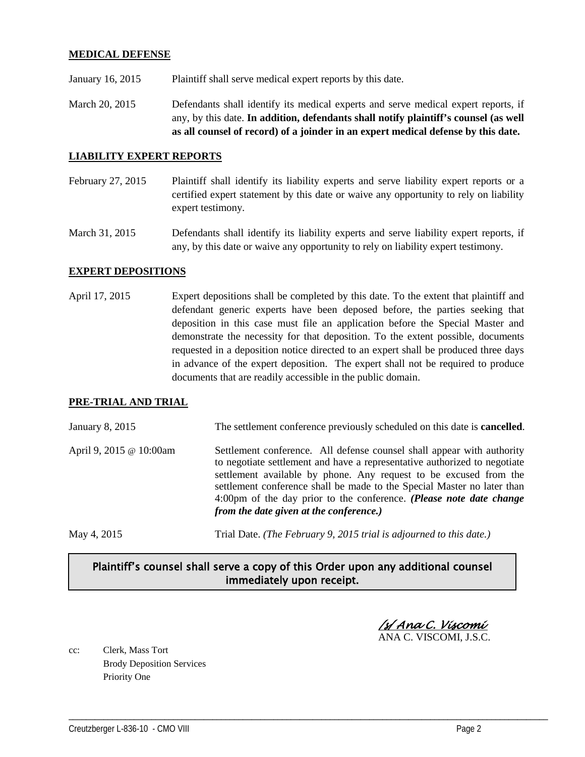**MEDICAL DEFENSE**

January 16, 2015 Plaintiff shall serve medical expert reports by this date.

March 20, 2015 Defendants shall identify its medical experts and serve medical expert reports, if any, by this date. **In addition, defendants shall notify plaintiff's counsel (as well as all counsel of record) of a joinder in an expert medical defense by this date.**

**LIABILITY EXPERT REPORTS**

February 27, 2015 Plaintiff shall identify its liability experts and serve liability expert reports or a certified expert statement by this date or waive any opportunity to rely on liability expert testimony.

March 31, 2015 Defendants shall identify its liability experts and serve liability expert reports, if any, by this date or waive any opportunity to rely on liability expert testimony.

**EXPERT DEPOSITIONS**

April 17, 2015 Expert depositions shall be completed by this date. To the extent that plaintiff and defendant generic experts have been deposed before, the parties seeking that deposition in this case must file an application before the Special Master and demonstrate the necessity for that deposition. To the extent possible, documents requested in a deposition notice directed to an expert shall be produced three days in advance of the expert deposition. The expert shall not be required to produce documents that are readily accessible in the public domain.

**PRE-TRIAL AND TRIAL**

January 8, 2015 The settlement conference previously scheduled on this date is **cancelled**.

April 9, 2015 @ 10:00am Settlement conference. All defense counsel shall appear with authority to negotiate settlement and have a representative authorized to negotiate settlement available by phone. Any request to be excused from the settlement conference shall be made to the Special Master no later than 4:00pm of the day prior to the conference. ***(Please note date change from the date given at the conference.)***

May 4, 2015 Trial Date. *(The February 9, 2015 trial is adjourned to this date.)*

**Plaintiff's counsel shall serve a copy of this Order upon any additional counsel immediately upon receipt.**

*/s/ Ana C. Viscomi*
ANA C. VISCOMI, J.S.C.

cc: Clerk, Mass Tort
Brody Deposition Services
Priority One

Creutzberger L-836-10 - CMO VIII